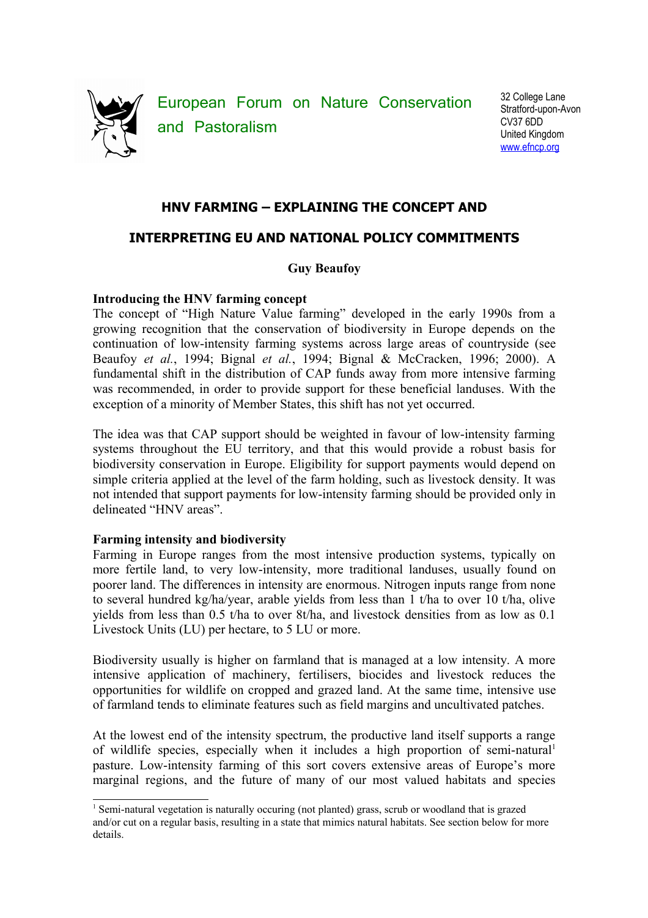European Forum on Nature Conservation and Pastoralism

32 College Lane
Stratford-upon-Avon
CV37 6DD
United Kingdom
www.efncp.org

# HNV FARMING – EXPLAINING THE CONCEPT AND INTERPRETING EU AND NATIONAL POLICY COMMITMENTS

**Guy Beaufoy**

## Introducing the HNV farming concept

The concept of "High Nature Value farming" developed in the early 1990s from a growing recognition that the conservation of biodiversity in Europe depends on the continuation of low-intensity farming systems across large areas of countryside (see Beaufoy *et al.*, 1994; Bignal *et al.*, 1994; Bignal & McCracken, 1996; 2000). A fundamental shift in the distribution of CAP funds away from more intensive farming was recommended, in order to provide support for these beneficial landuses. With the exception of a minority of Member States, this shift has not yet occurred.

The idea was that CAP support should be weighted in favour of low-intensity farming systems throughout the EU territory, and that this would provide a robust basis for biodiversity conservation in Europe. Eligibility for support payments would depend on simple criteria applied at the level of the farm holding, such as livestock density. It was not intended that support payments for low-intensity farming should be provided only in delineated "HNV areas".

## Farming intensity and biodiversity

Farming in Europe ranges from the most intensive production systems, typically on more fertile land, to very low-intensity, more traditional landuses, usually found on poorer land. The differences in intensity are enormous. Nitrogen inputs range from none to several hundred kg/ha/year, arable yields from less than 1 t/ha to over 10 t/ha, olive yields from less than 0.5 t/ha to over 8t/ha, and livestock densities from as low as 0.1 Livestock Units (LU) per hectare, to 5 LU or more.

Biodiversity usually is higher on farmland that is managed at a low intensity. A more intensive application of machinery, fertilisers, biocides and livestock reduces the opportunities for wildlife on cropped and grazed land. At the same time, intensive use of farmland tends to eliminate features such as field margins and uncultivated patches.

At the lowest end of the intensity spectrum, the productive land itself supports a range of wildlife species, especially when it includes a high proportion of semi-natural[1] pasture. Low-intensity farming of this sort covers extensive areas of Europe's more marginal regions, and the future of many of our most valued habitats and species

[1] Semi-natural vegetation is naturally occuring (not planted) grass, scrub or woodland that is grazed and/or cut on a regular basis, resulting in a state that mimics natural habitats. See section below for more details.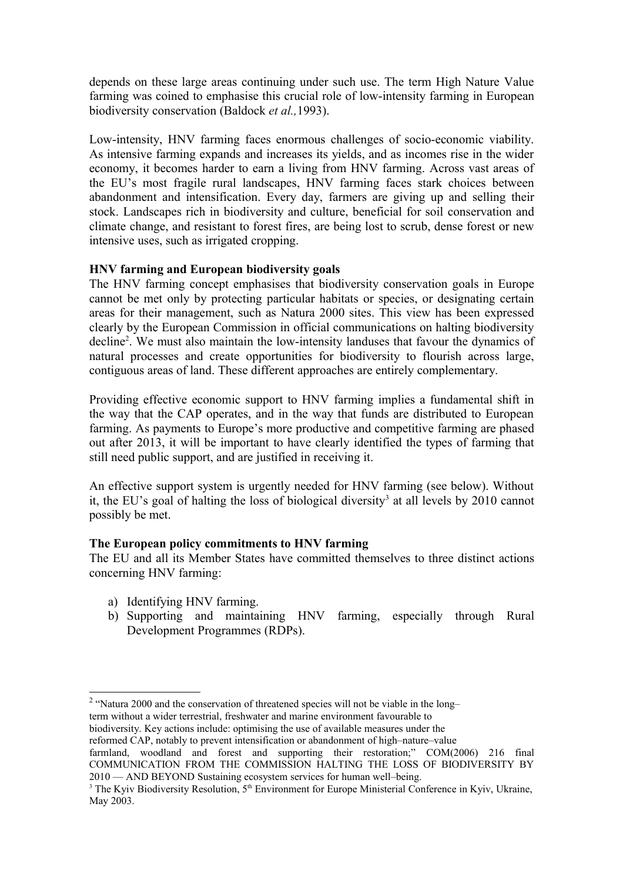depends on these large areas continuing under such use. The term High Nature Value farming was coined to emphasise this crucial role of low-intensity farming in European biodiversity conservation (Baldock *et al.,*1993).

Low-intensity, HNV farming faces enormous challenges of socio-economic viability. As intensive farming expands and increases its yields, and as incomes rise in the wider economy, it becomes harder to earn a living from HNV farming. Across vast areas of the EU's most fragile rural landscapes, HNV farming faces stark choices between abandonment and intensification. Every day, farmers are giving up and selling their stock. Landscapes rich in biodiversity and culture, beneficial for soil conservation and climate change, and resistant to forest fires, are being lost to scrub, dense forest or new intensive uses, such as irrigated cropping.

**HNV farming and European biodiversity goals**

The HNV farming concept emphasises that biodiversity conservation goals in Europe cannot be met only by protecting particular habitats or species, or designating certain areas for their management, such as Natura 2000 sites. This view has been expressed clearly by the European Commission in official communications on halting biodiversity decline[2]. We must also maintain the low-intensity landuses that favour the dynamics of natural processes and create opportunities for biodiversity to flourish across large, contiguous areas of land. These different approaches are entirely complementary.

Providing effective economic support to HNV farming implies a fundamental shift in the way that the CAP operates, and in the way that funds are distributed to European farming. As payments to Europe's more productive and competitive farming are phased out after 2013, it will be important to have clearly identified the types of farming that still need public support, and are justified in receiving it.

An effective support system is urgently needed for HNV farming (see below). Without it, the EU's goal of halting the loss of biological diversity[3] at all levels by 2010 cannot possibly be met.

**The European policy commitments to HNV farming**

The EU and all its Member States have committed themselves to three distinct actions concerning HNV farming:

a) Identifying HNV farming.
b) Supporting and maintaining HNV farming, especially through Rural Development Programmes (RDPs).

[2] "Natura 2000 and the conservation of threatened species will not be viable in the long–term without a wider terrestrial, freshwater and marine environment favourable to biodiversity. Key actions include: optimising the use of available measures under the reformed CAP, notably to prevent intensification or abandonment of high–nature–value farmland, woodland and forest and supporting their restoration;" COM(2006) 216 final COMMUNICATION FROM THE COMMISSION HALTING THE LOSS OF BIODIVERSITY BY 2010 — AND BEYOND Sustaining ecosystem services for human well–being.

[3] The Kyiv Biodiversity Resolution, 5th Environment for Europe Ministerial Conference in Kyiv, Ukraine, May 2003.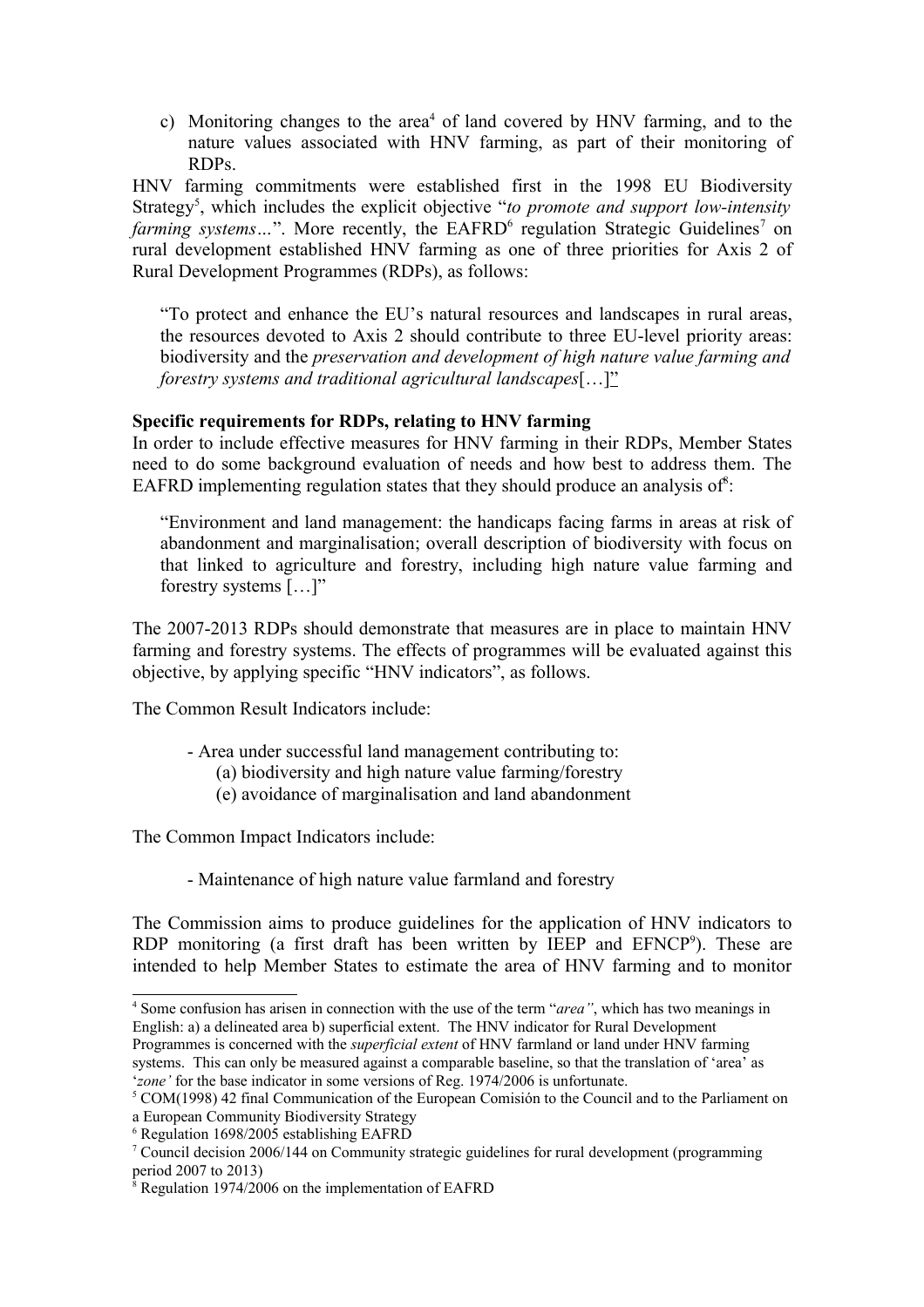c) Monitoring changes to the area[4] of land covered by HNV farming, and to the nature values associated with HNV farming, as part of their monitoring of RDPs.

HNV farming commitments were established first in the 1998 EU Biodiversity Strategy[5], which includes the explicit objective "*to promote and support low-intensity farming systems…*". More recently, the EAFRD[6] regulation Strategic Guidelines[7] on rural development established HNV farming as one of three priorities for Axis 2 of Rural Development Programmes (RDPs), as follows:

> "To protect and enhance the EU's natural resources and landscapes in rural areas, the resources devoted to Axis 2 should contribute to three EU-level priority areas: biodiversity and the *preservation and development of high nature value farming and forestry systems and traditional agricultural landscapes*[…]"

**Specific requirements for RDPs, relating to HNV farming**

In order to include effective measures for HNV farming in their RDPs, Member States need to do some background evaluation of needs and how best to address them. The EAFRD implementing regulation states that they should produce an analysis of[8]:

> "Environment and land management: the handicaps facing farms in areas at risk of abandonment and marginalisation; overall description of biodiversity with focus on that linked to agriculture and forestry, including high nature value farming and forestry systems […]"

The 2007-2013 RDPs should demonstrate that measures are in place to maintain HNV farming and forestry systems. The effects of programmes will be evaluated against this objective, by applying specific "HNV indicators", as follows.

The Common Result Indicators include:

- Area under successful land management contributing to:
  - (a) biodiversity and high nature value farming/forestry
  - (e) avoidance of marginalisation and land abandonment

The Common Impact Indicators include:

- Maintenance of high nature value farmland and forestry

The Commission aims to produce guidelines for the application of HNV indicators to RDP monitoring (a first draft has been written by IEEP and EFNCP[9]). These are intended to help Member States to estimate the area of HNV farming and to monitor

---

[4] Some confusion has arisen in connection with the use of the term "*area"*, which has two meanings in English: a) a delineated area b) superficial extent. The HNV indicator for Rural Development Programmes is concerned with the *superficial extent* of HNV farmland or land under HNV farming systems. This can only be measured against a comparable baseline, so that the translation of 'area' as '*zone'* for the base indicator in some versions of Reg. 1974/2006 is unfortunate.

[5] COM(1998) 42 final Communication of the European Comisión to the Council and to the Parliament on a European Community Biodiversity Strategy

[6] Regulation 1698/2005 establishing EAFRD

[7] Council decision 2006/144 on Community strategic guidelines for rural development (programming period 2007 to 2013)

[8] Regulation 1974/2006 on the implementation of EAFRD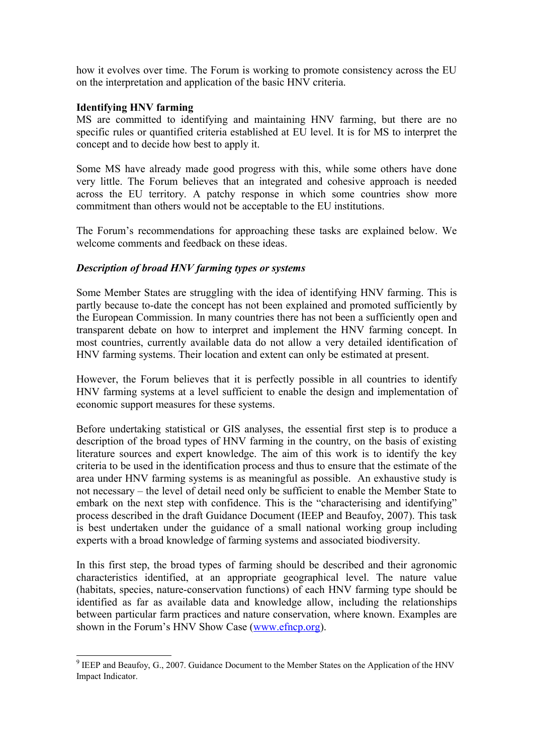how it evolves over time. The Forum is working to promote consistency across the EU on the interpretation and application of the basic HNV criteria.

**Identifying HNV farming**

MS are committed to identifying and maintaining HNV farming, but there are no specific rules or quantified criteria established at EU level. It is for MS to interpret the concept and to decide how best to apply it.

Some MS have already made good progress with this, while some others have done very little. The Forum believes that an integrated and cohesive approach is needed across the EU territory. A patchy response in which some countries show more commitment than others would not be acceptable to the EU institutions.

The Forum's recommendations for approaching these tasks are explained below. We welcome comments and feedback on these ideas.

***Description of broad HNV farming types or systems***

Some Member States are struggling with the idea of identifying HNV farming. This is partly because to-date the concept has not been explained and promoted sufficiently by the European Commission. In many countries there has not been a sufficiently open and transparent debate on how to interpret and implement the HNV farming concept. In most countries, currently available data do not allow a very detailed identification of HNV farming systems. Their location and extent can only be estimated at present.

However, the Forum believes that it is perfectly possible in all countries to identify HNV farming systems at a level sufficient to enable the design and implementation of economic support measures for these systems.

Before undertaking statistical or GIS analyses, the essential first step is to produce a description of the broad types of HNV farming in the country, on the basis of existing literature sources and expert knowledge. The aim of this work is to identify the key criteria to be used in the identification process and thus to ensure that the estimate of the area under HNV farming systems is as meaningful as possible. An exhaustive study is not necessary – the level of detail need only be sufficient to enable the Member State to embark on the next step with confidence. This is the "characterising and identifying" process described in the draft Guidance Document (IEEP and Beaufoy, 2007). This task is best undertaken under the guidance of a small national working group including experts with a broad knowledge of farming systems and associated biodiversity.

In this first step, the broad types of farming should be described and their agronomic characteristics identified, at an appropriate geographical level. The nature value (habitats, species, nature-conservation functions) of each HNV farming type should be identified as far as available data and knowledge allow, including the relationships between particular farm practices and nature conservation, where known. Examples are shown in the Forum's HNV Show Case (www.efncp.org).

---

[9] IEEP and Beaufoy, G., 2007. Guidance Document to the Member States on the Application of the HNV Impact Indicator.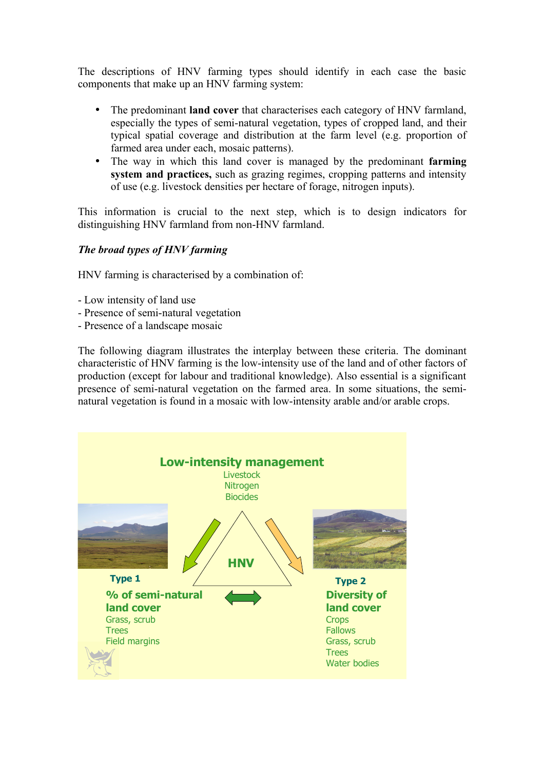The descriptions of HNV farming types should identify in each case the basic components that make up an HNV farming system:

- The predominant **land cover** that characterises each category of HNV farmland, especially the types of semi-natural vegetation, types of cropped land, and their typical spatial coverage and distribution at the farm level (e.g. proportion of farmed area under each, mosaic patterns).
- The way in which this land cover is managed by the predominant **farming system and practices,** such as grazing regimes, cropping patterns and intensity of use (e.g. livestock densities per hectare of forage, nitrogen inputs).

This information is crucial to the next step, which is to design indicators for distinguishing HNV farmland from non-HNV farmland.

***The broad types of HNV farming***

HNV farming is characterised by a combination of:

- Low intensity of land use
- Presence of semi-natural vegetation
- Presence of a landscape mosaic

The following diagram illustrates the interplay between these criteria. The dominant characteristic of HNV farming is the low-intensity use of the land and of other factors of production (except for labour and traditional knowledge). Also essential is a significant presence of semi-natural vegetation on the farmed area. In some situations, the semi-natural vegetation is found in a mosaic with low-intensity arable and/or arable crops.

**Low-intensity management**
Livestock
Nitrogen
Biocides

**HNV**

**Type 1**
**% of semi-natural land cover**
Grass, scrub
Trees
Field margins

**Type 2**
**Diversity of land cover**
Crops
Fallows
Grass, scrub
Trees
Water bodies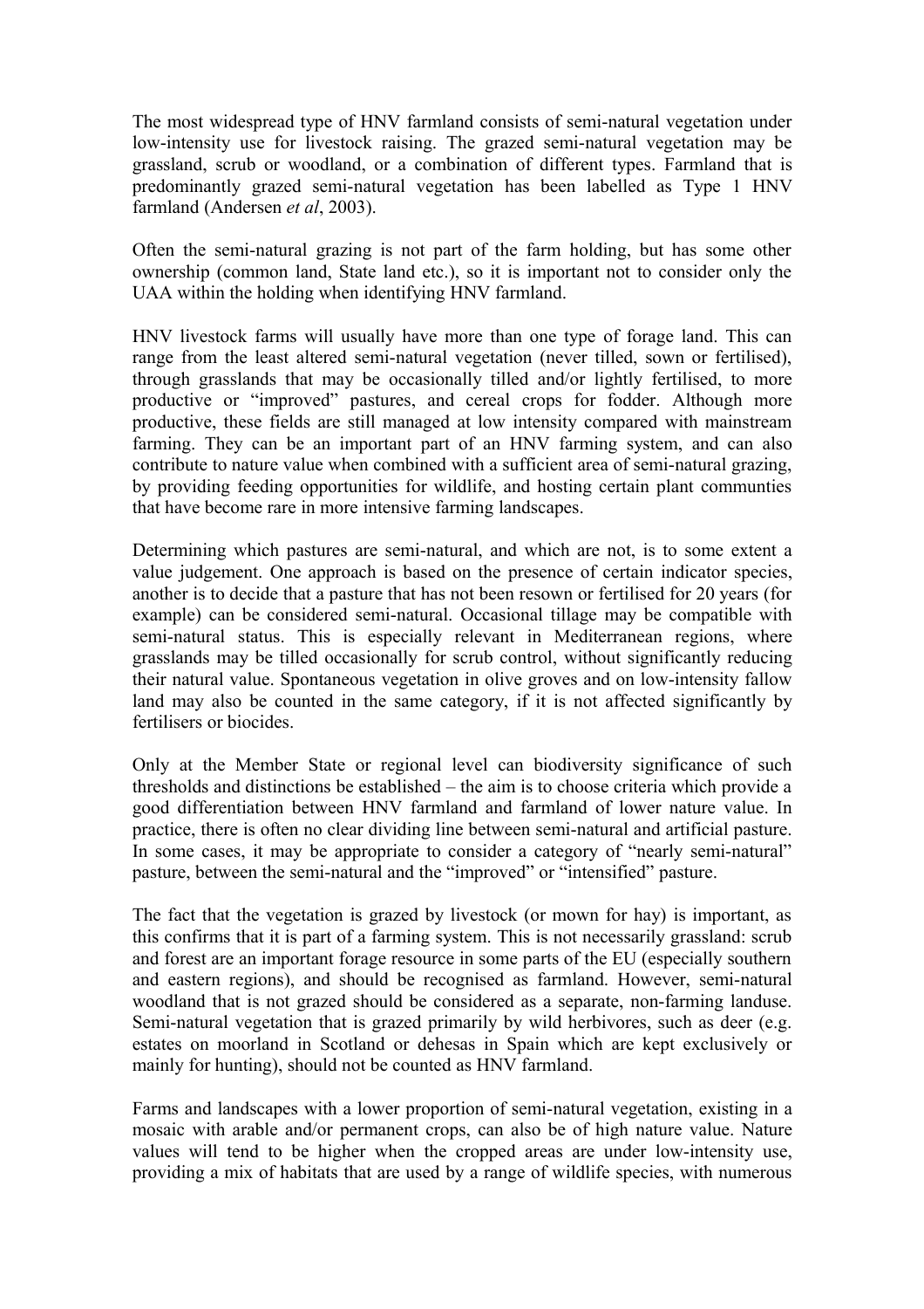The most widespread type of HNV farmland consists of semi-natural vegetation under low-intensity use for livestock raising. The grazed semi-natural vegetation may be grassland, scrub or woodland, or a combination of different types. Farmland that is predominantly grazed semi-natural vegetation has been labelled as Type 1 HNV farmland (Andersen *et al*, 2003).

Often the semi-natural grazing is not part of the farm holding, but has some other ownership (common land, State land etc.), so it is important not to consider only the UAA within the holding when identifying HNV farmland.

HNV livestock farms will usually have more than one type of forage land. This can range from the least altered semi-natural vegetation (never tilled, sown or fertilised), through grasslands that may be occasionally tilled and/or lightly fertilised, to more productive or "improved" pastures, and cereal crops for fodder. Although more productive, these fields are still managed at low intensity compared with mainstream farming. They can be an important part of an HNV farming system, and can also contribute to nature value when combined with a sufficient area of semi-natural grazing, by providing feeding opportunities for wildlife, and hosting certain plant communties that have become rare in more intensive farming landscapes.

Determining which pastures are semi-natural, and which are not, is to some extent a value judgement. One approach is based on the presence of certain indicator species, another is to decide that a pasture that has not been resown or fertilised for 20 years (for example) can be considered semi-natural. Occasional tillage may be compatible with semi-natural status. This is especially relevant in Mediterranean regions, where grasslands may be tilled occasionally for scrub control, without significantly reducing their natural value. Spontaneous vegetation in olive groves and on low-intensity fallow land may also be counted in the same category, if it is not affected significantly by fertilisers or biocides.

Only at the Member State or regional level can biodiversity significance of such thresholds and distinctions be established – the aim is to choose criteria which provide a good differentiation between HNV farmland and farmland of lower nature value. In practice, there is often no clear dividing line between semi-natural and artificial pasture. In some cases, it may be appropriate to consider a category of "nearly semi-natural" pasture, between the semi-natural and the "improved" or "intensified" pasture.

The fact that the vegetation is grazed by livestock (or mown for hay) is important, as this confirms that it is part of a farming system. This is not necessarily grassland: scrub and forest are an important forage resource in some parts of the EU (especially southern and eastern regions), and should be recognised as farmland. However, semi-natural woodland that is not grazed should be considered as a separate, non-farming landuse. Semi-natural vegetation that is grazed primarily by wild herbivores, such as deer (e.g. estates on moorland in Scotland or dehesas in Spain which are kept exclusively or mainly for hunting), should not be counted as HNV farmland.

Farms and landscapes with a lower proportion of semi-natural vegetation, existing in a mosaic with arable and/or permanent crops, can also be of high nature value. Nature values will tend to be higher when the cropped areas are under low-intensity use, providing a mix of habitats that are used by a range of wildlife species, with numerous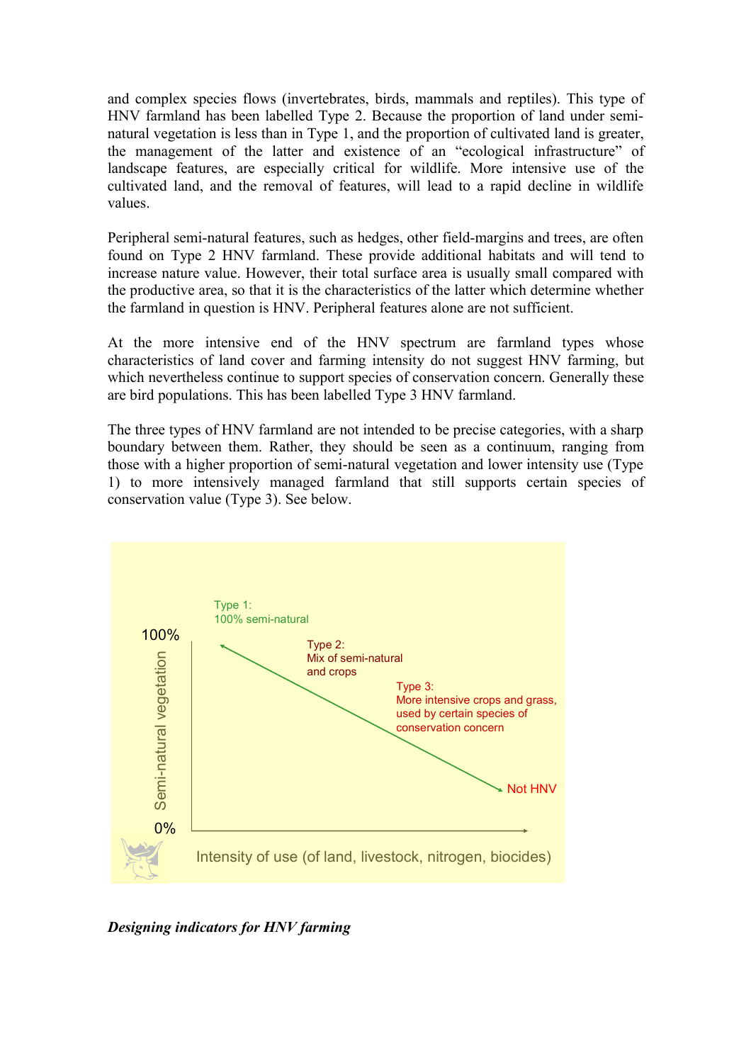and complex species flows (invertebrates, birds, mammals and reptiles). This type of HNV farmland has been labelled Type 2. Because the proportion of land under semi-natural vegetation is less than in Type 1, and the proportion of cultivated land is greater, the management of the latter and existence of an "ecological infrastructure" of landscape features, are especially critical for wildlife. More intensive use of the cultivated land, and the removal of features, will lead to a rapid decline in wildlife values.

Peripheral semi-natural features, such as hedges, other field-margins and trees, are often found on Type 2 HNV farmland. These provide additional habitats and will tend to increase nature value. However, their total surface area is usually small compared with the productive area, so that it is the characteristics of the latter which determine whether the farmland in question is HNV. Peripheral features alone are not sufficient.

At the more intensive end of the HNV spectrum are farmland types whose characteristics of land cover and farming intensity do not suggest HNV farming, but which nevertheless continue to support species of conservation concern. Generally these are bird populations. This has been labelled Type 3 HNV farmland.

The three types of HNV farmland are not intended to be precise categories, with a sharp boundary between them. Rather, they should be seen as a continuum, ranging from those with a higher proportion of semi-natural vegetation and lower intensity use (Type 1) to more intensively managed farmland that still supports certain species of conservation value (Type 3). See below.

Type 1: 100% semi-natural

Type 2: Mix of semi-natural and crops

Type 3: More intensive crops and grass, used by certain species of conservation concern

Not HNV

Semi-natural vegetation (0% – 100%)

Intensity of use (of land, livestock, nitrogen, biocides)

***Designing indicators for HNV farming***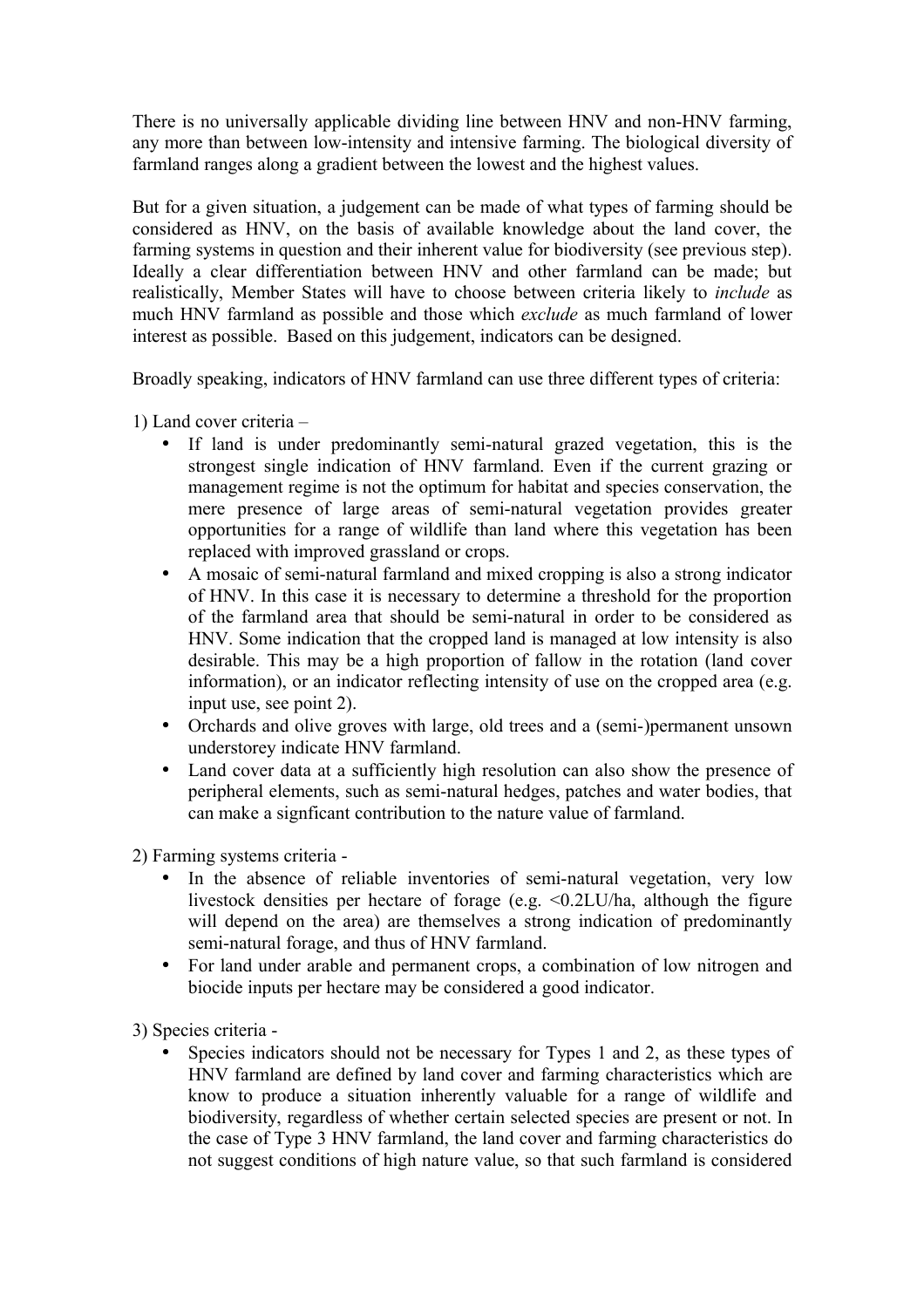There is no universally applicable dividing line between HNV and non-HNV farming, any more than between low-intensity and intensive farming. The biological diversity of farmland ranges along a gradient between the lowest and the highest values.

But for a given situation, a judgement can be made of what types of farming should be considered as HNV, on the basis of available knowledge about the land cover, the farming systems in question and their inherent value for biodiversity (see previous step). Ideally a clear differentiation between HNV and other farmland can be made; but realistically, Member States will have to choose between criteria likely to *include* as much HNV farmland as possible and those which *exclude* as much farmland of lower interest as possible. Based on this judgement, indicators can be designed.

Broadly speaking, indicators of HNV farmland can use three different types of criteria:

1) Land cover criteria –

- If land is under predominantly semi-natural grazed vegetation, this is the strongest single indication of HNV farmland. Even if the current grazing or management regime is not the optimum for habitat and species conservation, the mere presence of large areas of semi-natural vegetation provides greater opportunities for a range of wildlife than land where this vegetation has been replaced with improved grassland or crops.
- A mosaic of semi-natural farmland and mixed cropping is also a strong indicator of HNV. In this case it is necessary to determine a threshold for the proportion of the farmland area that should be semi-natural in order to be considered as HNV. Some indication that the cropped land is managed at low intensity is also desirable. This may be a high proportion of fallow in the rotation (land cover information), or an indicator reflecting intensity of use on the cropped area (e.g. input use, see point 2).
- Orchards and olive groves with large, old trees and a (semi-)permanent unsown understorey indicate HNV farmland.
- Land cover data at a sufficiently high resolution can also show the presence of peripheral elements, such as semi-natural hedges, patches and water bodies, that can make a signficant contribution to the nature value of farmland.

2) Farming systems criteria -

- In the absence of reliable inventories of semi-natural vegetation, very low livestock densities per hectare of forage (e.g. <0.2LU/ha, although the figure will depend on the area) are themselves a strong indication of predominantly semi-natural forage, and thus of HNV farmland.
- For land under arable and permanent crops, a combination of low nitrogen and biocide inputs per hectare may be considered a good indicator.

3) Species criteria -

- Species indicators should not be necessary for Types 1 and 2, as these types of HNV farmland are defined by land cover and farming characteristics which are know to produce a situation inherently valuable for a range of wildlife and biodiversity, regardless of whether certain selected species are present or not. In the case of Type 3 HNV farmland, the land cover and farming characteristics do not suggest conditions of high nature value, so that such farmland is considered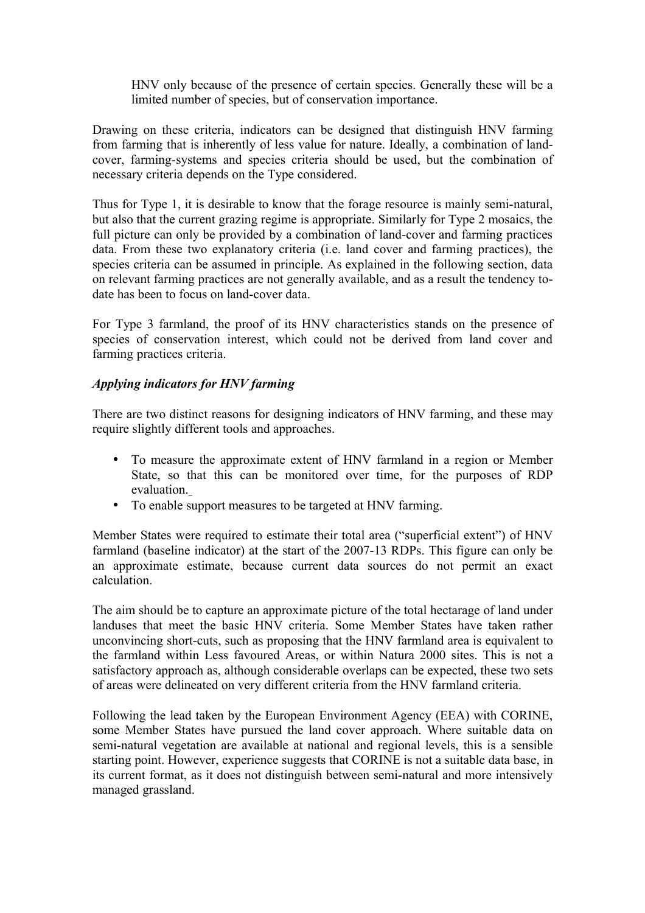HNV only because of the presence of certain species. Generally these will be a limited number of species, but of conservation importance.

Drawing on these criteria, indicators can be designed that distinguish HNV farming from farming that is inherently of less value for nature. Ideally, a combination of land-cover, farming-systems and species criteria should be used, but the combination of necessary criteria depends on the Type considered.

Thus for Type 1, it is desirable to know that the forage resource is mainly semi-natural, but also that the current grazing regime is appropriate. Similarly for Type 2 mosaics, the full picture can only be provided by a combination of land-cover and farming practices data. From these two explanatory criteria (i.e. land cover and farming practices), the species criteria can be assumed in principle. As explained in the following section, data on relevant farming practices are not generally available, and as a result the tendency to-date has been to focus on land-cover data.

For Type 3 farmland, the proof of its HNV characteristics stands on the presence of species of conservation interest, which could not be derived from land cover and farming practices criteria.

### *Applying indicators for HNV farming*

There are two distinct reasons for designing indicators of HNV farming, and these may require slightly different tools and approaches.

- To measure the approximate extent of HNV farmland in a region or Member State, so that this can be monitored over time, for the purposes of RDP evaluation.
- To enable support measures to be targeted at HNV farming.

Member States were required to estimate their total area ("superficial extent") of HNV farmland (baseline indicator) at the start of the 2007-13 RDPs. This figure can only be an approximate estimate, because current data sources do not permit an exact calculation.

The aim should be to capture an approximate picture of the total hectarage of land under landuses that meet the basic HNV criteria. Some Member States have taken rather unconvincing short-cuts, such as proposing that the HNV farmland area is equivalent to the farmland within Less favoured Areas, or within Natura 2000 sites. This is not a satisfactory approach as, although considerable overlaps can be expected, these two sets of areas were delineated on very different criteria from the HNV farmland criteria.

Following the lead taken by the European Environment Agency (EEA) with CORINE, some Member States have pursued the land cover approach. Where suitable data on semi-natural vegetation are available at national and regional levels, this is a sensible starting point. However, experience suggests that CORINE is not a suitable data base, in its current format, as it does not distinguish between semi-natural and more intensively managed grassland.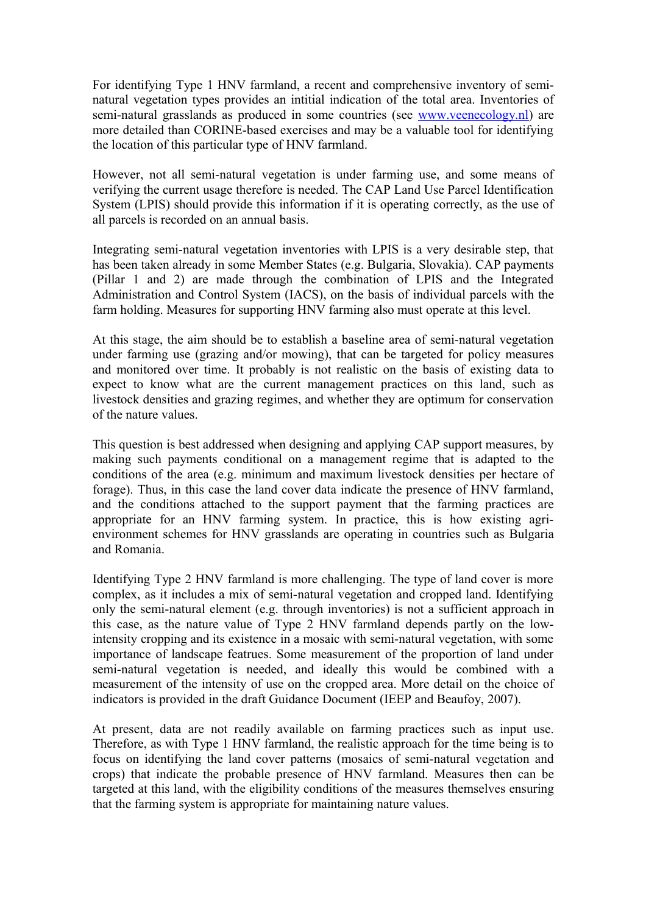For identifying Type 1 HNV farmland, a recent and comprehensive inventory of semi-natural vegetation types provides an intitial indication of the total area. Inventories of semi-natural grasslands as produced in some countries (see [www.veenecology.nl](http://www.veenecology.nl)) are more detailed than CORINE-based exercises and may be a valuable tool for identifying the location of this particular type of HNV farmland.

However, not all semi-natural vegetation is under farming use, and some means of verifying the current usage therefore is needed. The CAP Land Use Parcel Identification System (LPIS) should provide this information if it is operating correctly, as the use of all parcels is recorded on an annual basis.

Integrating semi-natural vegetation inventories with LPIS is a very desirable step, that has been taken already in some Member States (e.g. Bulgaria, Slovakia). CAP payments (Pillar 1 and 2) are made through the combination of LPIS and the Integrated Administration and Control System (IACS), on the basis of individual parcels with the farm holding. Measures for supporting HNV farming also must operate at this level.

At this stage, the aim should be to establish a baseline area of semi-natural vegetation under farming use (grazing and/or mowing), that can be targeted for policy measures and monitored over time. It probably is not realistic on the basis of existing data to expect to know what are the current management practices on this land, such as livestock densities and grazing regimes, and whether they are optimum for conservation of the nature values.

This question is best addressed when designing and applying CAP support measures, by making such payments conditional on a management regime that is adapted to the conditions of the area (e.g. minimum and maximum livestock densities per hectare of forage). Thus, in this case the land cover data indicate the presence of HNV farmland, and the conditions attached to the support payment that the farming practices are appropriate for an HNV farming system. In practice, this is how existing agri-environment schemes for HNV grasslands are operating in countries such as Bulgaria and Romania.

Identifying Type 2 HNV farmland is more challenging. The type of land cover is more complex, as it includes a mix of semi-natural vegetation and cropped land. Identifying only the semi-natural element (e.g. through inventories) is not a sufficient approach in this case, as the nature value of Type 2 HNV farmland depends partly on the low-intensity cropping and its existence in a mosaic with semi-natural vegetation, with some importance of landscape featrues. Some measurement of the proportion of land under semi-natural vegetation is needed, and ideally this would be combined with a measurement of the intensity of use on the cropped area. More detail on the choice of indicators is provided in the draft Guidance Document (IEEP and Beaufoy, 2007).

At present, data are not readily available on farming practices such as input use. Therefore, as with Type 1 HNV farmland, the realistic approach for the time being is to focus on identifying the land cover patterns (mosaics of semi-natural vegetation and crops) that indicate the probable presence of HNV farmland. Measures then can be targeted at this land, with the eligibility conditions of the measures themselves ensuring that the farming system is appropriate for maintaining nature values.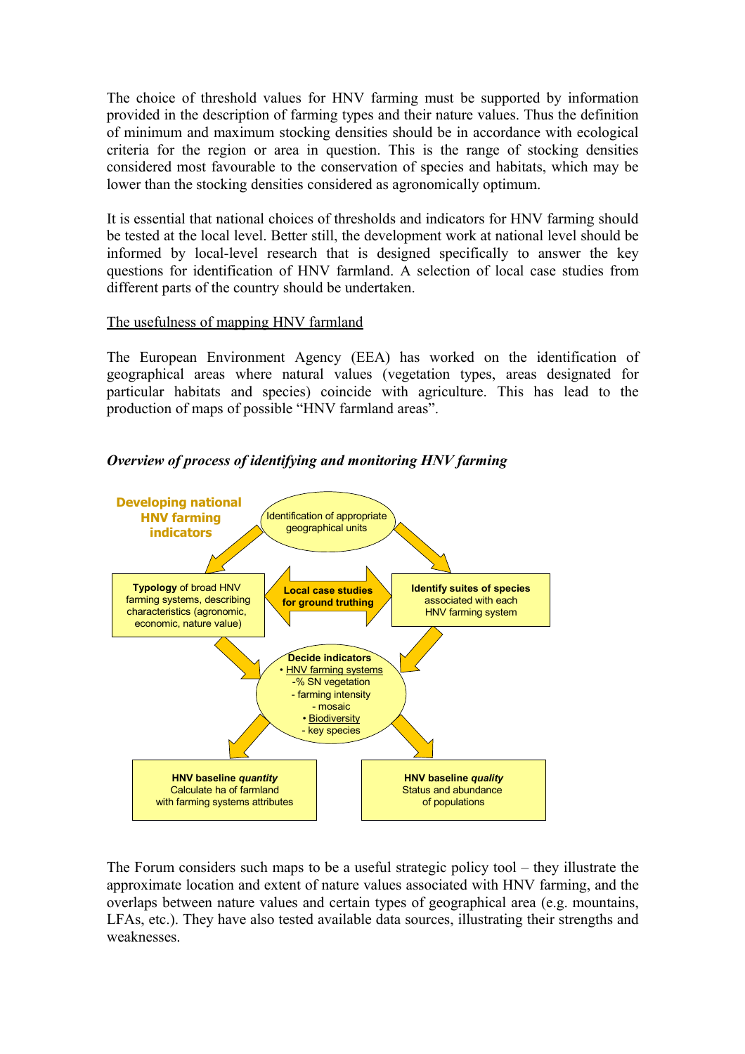The choice of threshold values for HNV farming must be supported by information provided in the description of farming types and their nature values. Thus the definition of minimum and maximum stocking densities should be in accordance with ecological criteria for the region or area in question. This is the range of stocking densities considered most favourable to the conservation of species and habitats, which may be lower than the stocking densities considered as agronomically optimum.

It is essential that national choices of thresholds and indicators for HNV farming should be tested at the local level. Better still, the development work at national level should be informed by local-level research that is designed specifically to answer the key questions for identification of HNV farmland. A selection of local case studies from different parts of the country should be undertaken.

## The usefulness of mapping HNV farmland

The European Environment Agency (EEA) has worked on the identification of geographical areas where natural values (vegetation types, areas designated for particular habitats and species) coincide with agriculture. This has lead to the production of maps of possible "HNV farmland areas".

### *Overview of process of identifying and monitoring HNV farming*

**Developing national HNV farming indicators**

- Identification of appropriate geographical units
- **Typology** of broad HNV farming systems, describing characteristics (agronomic, economic, nature value)
- **Local case studies for ground truthing**
- **Identify suites of species** associated with each HNV farming system
- **Decide indicators**
  - HNV farming systems
    - % SN vegetation
    - farming intensity
    - mosaic
  - Biodiversity
    - key species
- **HNV baseline *quantity*** Calculate ha of farmland with farming systems attributes
- **HNV baseline *quality*** Status and abundance of populations

The Forum considers such maps to be a useful strategic policy tool – they illustrate the approximate location and extent of nature values associated with HNV farming, and the overlaps between nature values and certain types of geographical area (e.g. mountains, LFAs, etc.). They have also tested available data sources, illustrating their strengths and weaknesses.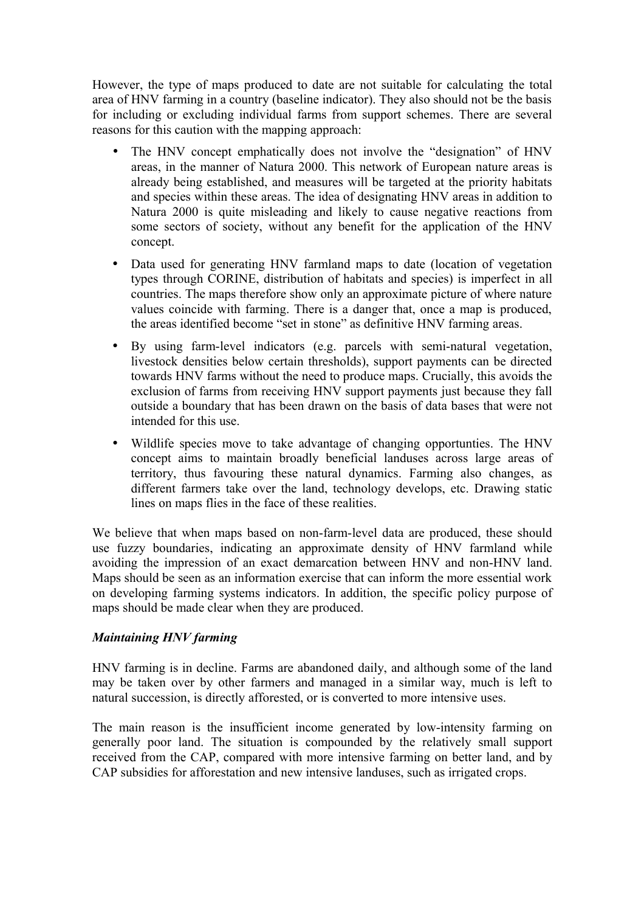However, the type of maps produced to date are not suitable for calculating the total area of HNV farming in a country (baseline indicator). They also should not be the basis for including or excluding individual farms from support schemes. There are several reasons for this caution with the mapping approach:

- The HNV concept emphatically does not involve the "designation" of HNV areas, in the manner of Natura 2000. This network of European nature areas is already being established, and measures will be targeted at the priority habitats and species within these areas. The idea of designating HNV areas in addition to Natura 2000 is quite misleading and likely to cause negative reactions from some sectors of society, without any benefit for the application of the HNV concept.
- Data used for generating HNV farmland maps to date (location of vegetation types through CORINE, distribution of habitats and species) is imperfect in all countries. The maps therefore show only an approximate picture of where nature values coincide with farming. There is a danger that, once a map is produced, the areas identified become "set in stone" as definitive HNV farming areas.
- By using farm-level indicators (e.g. parcels with semi-natural vegetation, livestock densities below certain thresholds), support payments can be directed towards HNV farms without the need to produce maps. Crucially, this avoids the exclusion of farms from receiving HNV support payments just because they fall outside a boundary that has been drawn on the basis of data bases that were not intended for this use.
- Wildlife species move to take advantage of changing opportunties. The HNV concept aims to maintain broadly beneficial landuses across large areas of territory, thus favouring these natural dynamics. Farming also changes, as different farmers take over the land, technology develops, etc. Drawing static lines on maps flies in the face of these realities.

We believe that when maps based on non-farm-level data are produced, these should use fuzzy boundaries, indicating an approximate density of HNV farmland while avoiding the impression of an exact demarcation between HNV and non-HNV land. Maps should be seen as an information exercise that can inform the more essential work on developing farming systems indicators. In addition, the specific policy purpose of maps should be made clear when they are produced.

### *Maintaining HNV farming*

HNV farming is in decline. Farms are abandoned daily, and although some of the land may be taken over by other farmers and managed in a similar way, much is left to natural succession, is directly afforested, or is converted to more intensive uses.

The main reason is the insufficient income generated by low-intensity farming on generally poor land. The situation is compounded by the relatively small support received from the CAP, compared with more intensive farming on better land, and by CAP subsidies for afforestation and new intensive landuses, such as irrigated crops.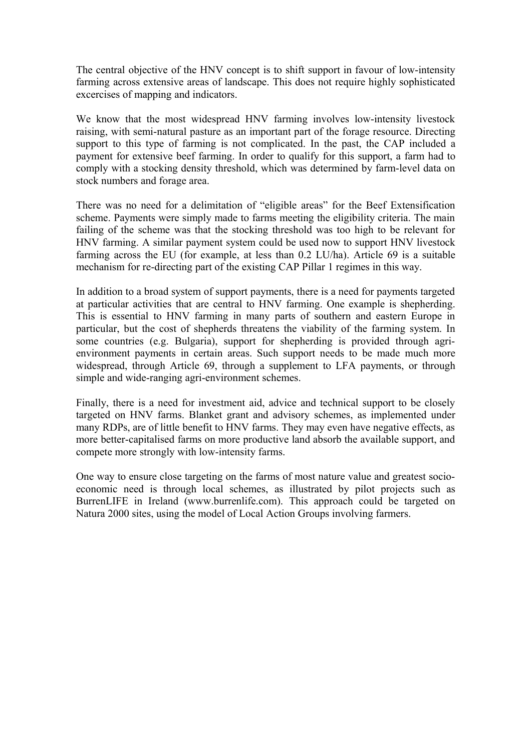The central objective of the HNV concept is to shift support in favour of low-intensity farming across extensive areas of landscape. This does not require highly sophisticated excercises of mapping and indicators.

We know that the most widespread HNV farming involves low-intensity livestock raising, with semi-natural pasture as an important part of the forage resource. Directing support to this type of farming is not complicated. In the past, the CAP included a payment for extensive beef farming. In order to qualify for this support, a farm had to comply with a stocking density threshold, which was determined by farm-level data on stock numbers and forage area.

There was no need for a delimitation of "eligible areas" for the Beef Extensification scheme. Payments were simply made to farms meeting the eligibility criteria. The main failing of the scheme was that the stocking threshold was too high to be relevant for HNV farming. A similar payment system could be used now to support HNV livestock farming across the EU (for example, at less than 0.2 LU/ha). Article 69 is a suitable mechanism for re-directing part of the existing CAP Pillar 1 regimes in this way.

In addition to a broad system of support payments, there is a need for payments targeted at particular activities that are central to HNV farming. One example is shepherding. This is essential to HNV farming in many parts of southern and eastern Europe in particular, but the cost of shepherds threatens the viability of the farming system. In some countries (e.g. Bulgaria), support for shepherding is provided through agri-environment payments in certain areas. Such support needs to be made much more widespread, through Article 69, through a supplement to LFA payments, or through simple and wide-ranging agri-environment schemes.

Finally, there is a need for investment aid, advice and technical support to be closely targeted on HNV farms. Blanket grant and advisory schemes, as implemented under many RDPs, are of little benefit to HNV farms. They may even have negative effects, as more better-capitalised farms on more productive land absorb the available support, and compete more strongly with low-intensity farms.

One way to ensure close targeting on the farms of most nature value and greatest socio-economic need is through local schemes, as illustrated by pilot projects such as BurrenLIFE in Ireland (www.burrenlife.com). This approach could be targeted on Natura 2000 sites, using the model of Local Action Groups involving farmers.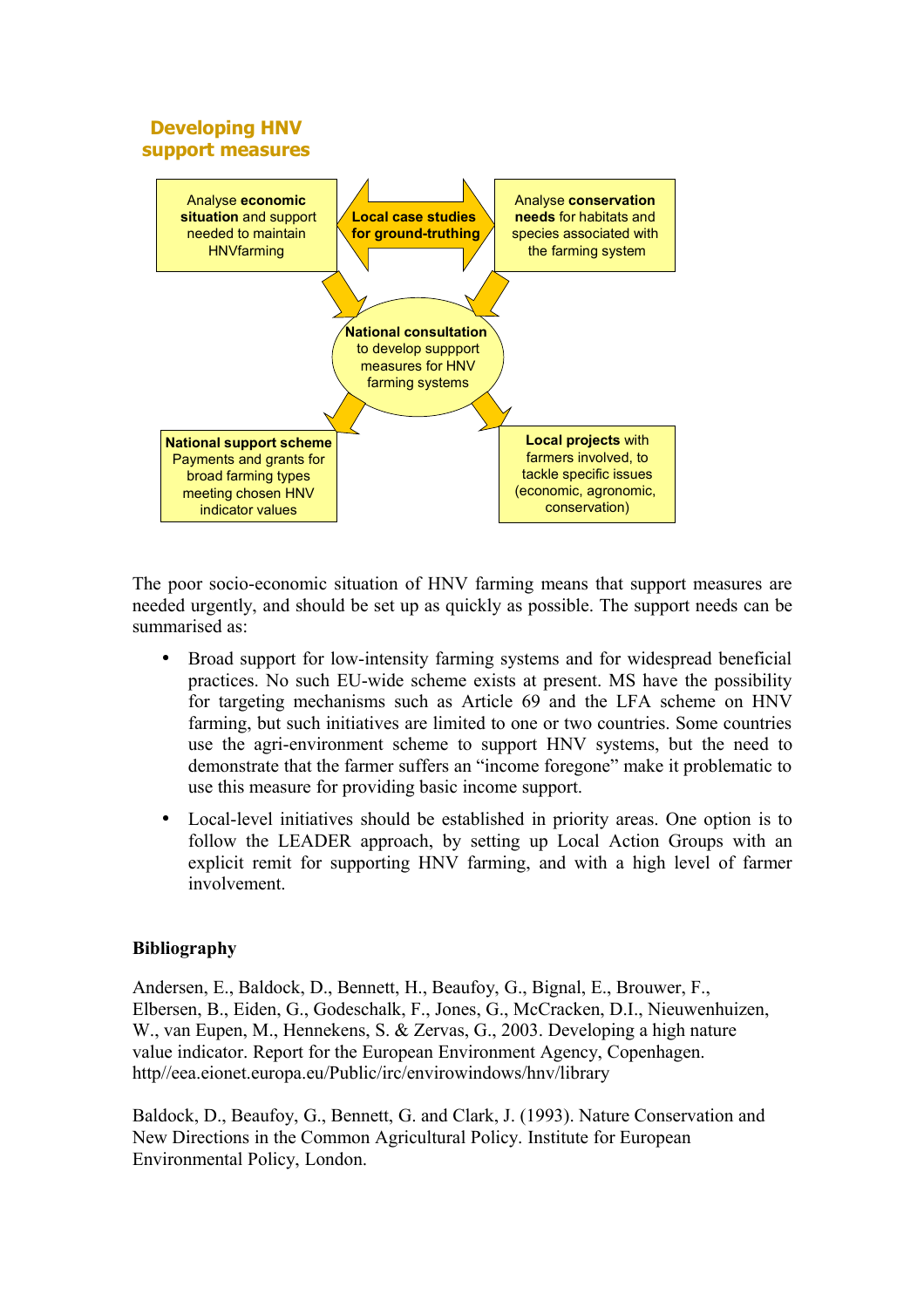### Developing HNV support measures

Analyse **economic situation** and support needed to maintain HNVfarming

**Local case studies for ground-truthing**

Analyse **conservation needs** for habitats and species associated with the farming system

**National consultation** to develop suppport measures for HNV farming systems

**National support scheme** Payments and grants for broad farming types meeting chosen HNV indicator values

**Local projects** with farmers involved, to tackle specific issues (economic, agronomic, conservation)

The poor socio-economic situation of HNV farming means that support measures are needed urgently, and should be set up as quickly as possible. The support needs can be summarised as:

- Broad support for low-intensity farming systems and for widespread beneficial practices. No such EU-wide scheme exists at present. MS have the possibility for targeting mechanisms such as Article 69 and the LFA scheme on HNV farming, but such initiatives are limited to one or two countries. Some countries use the agri-environment scheme to support HNV systems, but the need to demonstrate that the farmer suffers an "income foregone" make it problematic to use this measure for providing basic income support.

- Local-level initiatives should be established in priority areas. One option is to follow the LEADER approach, by setting up Local Action Groups with an explicit remit for supporting HNV farming, and with a high level of farmer involvement.

**Bibliography**

Andersen, E., Baldock, D., Bennett, H., Beaufoy, G., Bignal, E., Brouwer, F., Elbersen, B., Eiden, G., Godeschalk, F., Jones, G., McCracken, D.I., Nieuwenhuizen, W., van Eupen, M., Hennekens, S. & Zervas, G., 2003. Developing a high nature value indicator. Report for the European Environment Agency, Copenhagen. http//eea.eionet.europa.eu/Public/irc/envirowindows/hnv/library

Baldock, D., Beaufoy, G., Bennett, G. and Clark, J. (1993). Nature Conservation and New Directions in the Common Agricultural Policy. Institute for European Environmental Policy, London.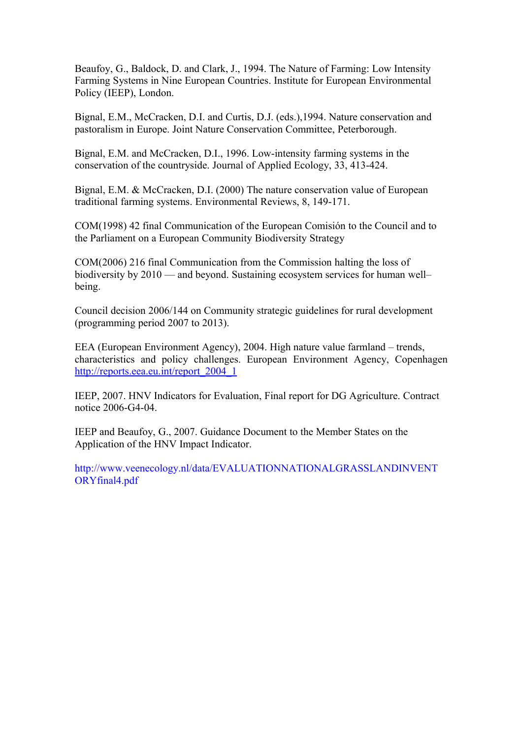Beaufoy, G., Baldock, D. and Clark, J., 1994. The Nature of Farming: Low Intensity Farming Systems in Nine European Countries. Institute for European Environmental Policy (IEEP), London.

Bignal, E.M., McCracken, D.I. and Curtis, D.J. (eds.),1994. Nature conservation and pastoralism in Europe. Joint Nature Conservation Committee, Peterborough.

Bignal, E.M. and McCracken, D.I., 1996. Low-intensity farming systems in the conservation of the countryside. Journal of Applied Ecology, 33, 413-424.

Bignal, E.M. & McCracken, D.I. (2000) The nature conservation value of European traditional farming systems. Environmental Reviews, 8, 149-171.

COM(1998) 42 final Communication of the European Comisión to the Council and to the Parliament on a European Community Biodiversity Strategy

COM(2006) 216 final Communication from the Commission halting the loss of biodiversity by 2010 — and beyond. Sustaining ecosystem services for human well–being.

Council decision 2006/144 on Community strategic guidelines for rural development (programming period 2007 to 2013).

EEA (European Environment Agency), 2004. High nature value farmland – trends, characteristics and policy challenges. European Environment Agency, Copenhagen http://reports.eea.eu.int/report_2004_1

IEEP, 2007. HNV Indicators for Evaluation, Final report for DG Agriculture. Contract notice 2006-G4-04.

IEEP and Beaufoy, G., 2007. Guidance Document to the Member States on the Application of the HNV Impact Indicator.

http://www.veenecology.nl/data/EVALUATIONNATIONALGRASSLANDINVENTORYfinal4.pdf